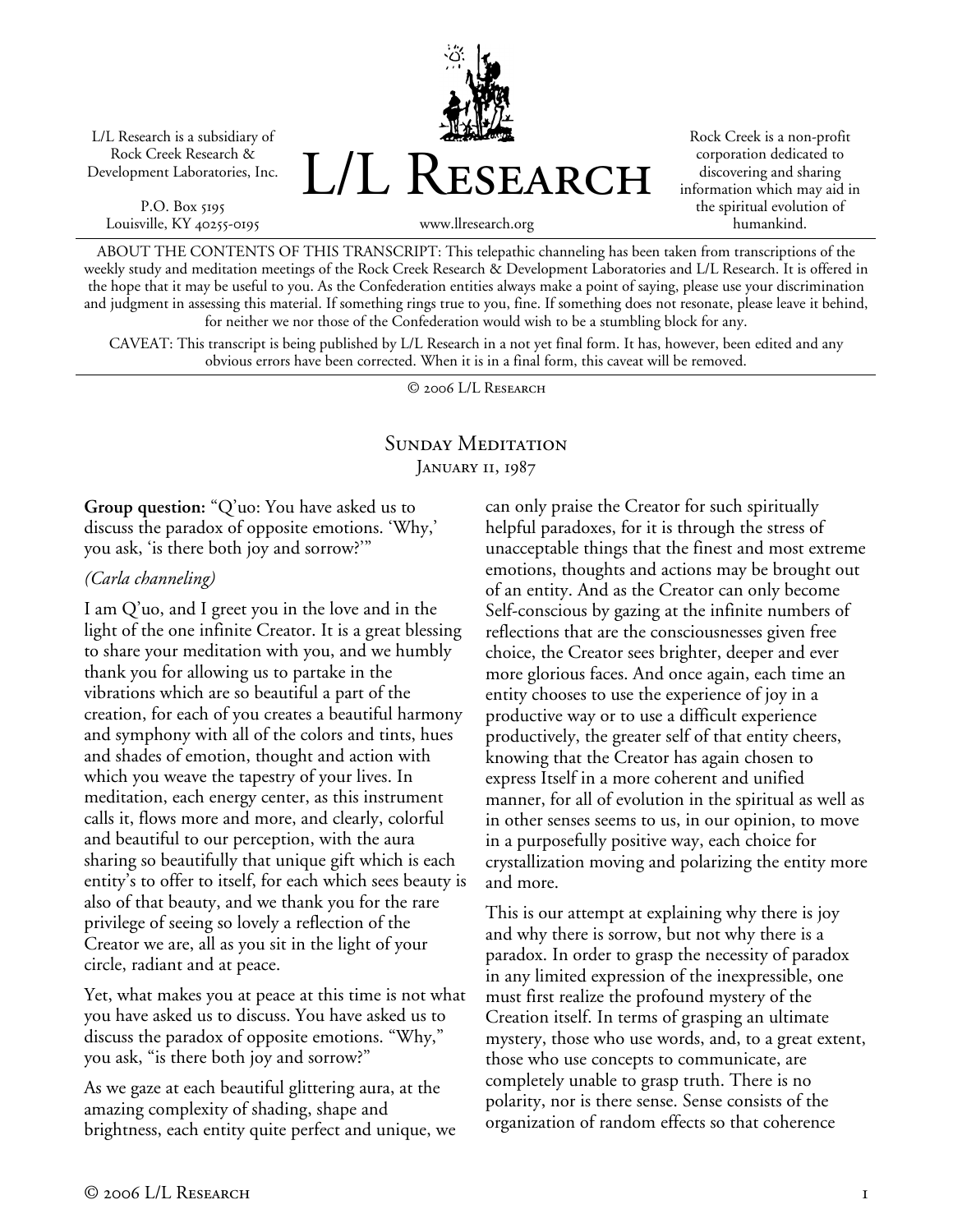L/L Research is a subsidiary of Rock Creek Research & Development Laboratories, Inc.

P.O. Box 5195
Louisville, KY 40255-0195

# L/L Research

www.llresearch.org

Rock Creek is a non-profit corporation dedicated to discovering and sharing information which may aid in the spiritual evolution of humankind.

ABOUT THE CONTENTS OF THIS TRANSCRIPT: This telepathic channeling has been taken from transcriptions of the weekly study and meditation meetings of the Rock Creek Research & Development Laboratories and L/L Research. It is offered in the hope that it may be useful to you. As the Confederation entities always make a point of saying, please use your discrimination and judgment in assessing this material. If something rings true to you, fine. If something does not resonate, please leave it behind, for neither we nor those of the Confederation would wish to be a stumbling block for any.

CAVEAT: This transcript is being published by L/L Research in a not yet final form. It has, however, been edited and any obvious errors have been corrected. When it is in a final form, this caveat will be removed.

© 2006 L/L Research

## Sunday Meditation
### January 11, 1987

**Group question:** "Q'uo: You have asked us to discuss the paradox of opposite emotions. 'Why,' you ask, 'is there both joy and sorrow?'"

*(Carla channeling)*

I am Q'uo, and I greet you in the love and in the light of the one infinite Creator. It is a great blessing to share your meditation with you, and we humbly thank you for allowing us to partake in the vibrations which are so beautiful a part of the creation, for each of you creates a beautiful harmony and symphony with all of the colors and tints, hues and shades of emotion, thought and action with which you weave the tapestry of your lives. In meditation, each energy center, as this instrument calls it, flows more and more, and clearly, colorful and beautiful to our perception, with the aura sharing so beautifully that unique gift which is each entity's to offer to itself, for each which sees beauty is also of that beauty, and we thank you for the rare privilege of seeing so lovely a reflection of the Creator we are, all as you sit in the light of your circle, radiant and at peace.

Yet, what makes you at peace at this time is not what you have asked us to discuss. You have asked us to discuss the paradox of opposite emotions. "Why," you ask, "is there both joy and sorrow?"

As we gaze at each beautiful glittering aura, at the amazing complexity of shading, shape and brightness, each entity quite perfect and unique, we can only praise the Creator for such spiritually helpful paradoxes, for it is through the stress of unacceptable things that the finest and most extreme emotions, thoughts and actions may be brought out of an entity. And as the Creator can only become Self-conscious by gazing at the infinite numbers of reflections that are the consciousnesses given free choice, the Creator sees brighter, deeper and ever more glorious faces. And once again, each time an entity chooses to use the experience of joy in a productive way or to use a difficult experience productively, the greater self of that entity cheers, knowing that the Creator has again chosen to express Itself in a more coherent and unified manner, for all of evolution in the spiritual as well as in other senses seems to us, in our opinion, to move in a purposefully positive way, each choice for crystallization moving and polarizing the entity more and more.

This is our attempt at explaining why there is joy and why there is sorrow, but not why there is a paradox. In order to grasp the necessity of paradox in any limited expression of the inexpressible, one must first realize the profound mystery of the Creation itself. In terms of grasping an ultimate mystery, those who use words, and, to a great extent, those who use concepts to communicate, are completely unable to grasp truth. There is no polarity, nor is there sense. Sense consists of the organization of random effects so that coherence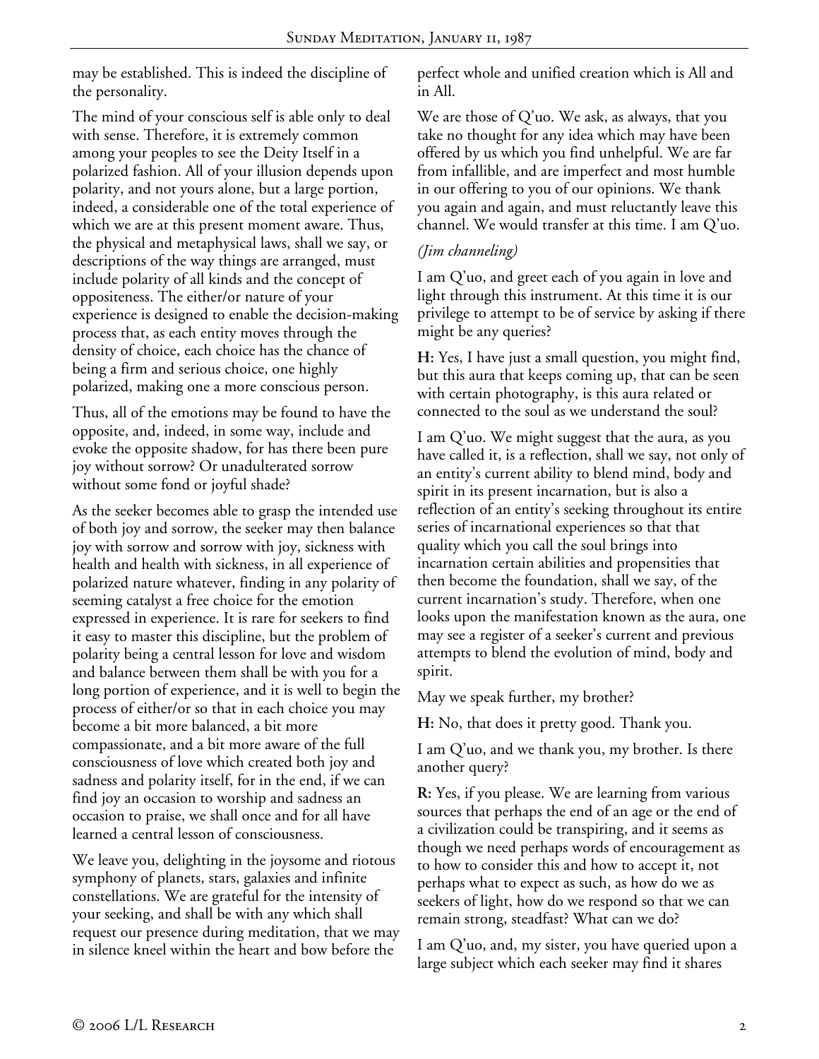may be established. This is indeed the discipline of the personality.

The mind of your conscious self is able only to deal with sense. Therefore, it is extremely common among your peoples to see the Deity Itself in a polarized fashion. All of your illusion depends upon polarity, and not yours alone, but a large portion, indeed, a considerable one of the total experience of which we are at this present moment aware. Thus, the physical and metaphysical laws, shall we say, or descriptions of the way things are arranged, must include polarity of all kinds and the concept of oppositeness. The either/or nature of your experience is designed to enable the decision-making process that, as each entity moves through the density of choice, each choice has the chance of being a firm and serious choice, one highly polarized, making one a more conscious person.

Thus, all of the emotions may be found to have the opposite, and, indeed, in some way, include and evoke the opposite shadow, for has there been pure joy without sorrow? Or unadulterated sorrow without some fond or joyful shade?

As the seeker becomes able to grasp the intended use of both joy and sorrow, the seeker may then balance joy with sorrow and sorrow with joy, sickness with health and health with sickness, in all experience of polarized nature whatever, finding in any polarity of seeming catalyst a free choice for the emotion expressed in experience. It is rare for seekers to find it easy to master this discipline, but the problem of polarity being a central lesson for love and wisdom and balance between them shall be with you for a long portion of experience, and it is well to begin the process of either/or so that in each choice you may become a bit more balanced, a bit more compassionate, and a bit more aware of the full consciousness of love which created both joy and sadness and polarity itself, for in the end, if we can find joy an occasion to worship and sadness an occasion to praise, we shall once and for all have learned a central lesson of consciousness.

We leave you, delighting in the joysome and riotous symphony of planets, stars, galaxies and infinite constellations. We are grateful for the intensity of your seeking, and shall be with any which shall request our presence during meditation, that we may in silence kneel within the heart and bow before the perfect whole and unified creation which is All and in All.

We are those of Q'uo. We ask, as always, that you take no thought for any idea which may have been offered by us which you find unhelpful. We are far from infallible, and are imperfect and most humble in our offering to you of our opinions. We thank you again and again, and must reluctantly leave this channel. We would transfer at this time. I am Q'uo.

*(Jim channeling)*

I am Q'uo, and greet each of you again in love and light through this instrument. At this time it is our privilege to attempt to be of service by asking if there might be any queries?

**H:** Yes, I have just a small question, you might find, but this aura that keeps coming up, that can be seen with certain photography, is this aura related or connected to the soul as we understand the soul?

I am Q'uo. We might suggest that the aura, as you have called it, is a reflection, shall we say, not only of an entity's current ability to blend mind, body and spirit in its present incarnation, but is also a reflection of an entity's seeking throughout its entire series of incarnational experiences so that that quality which you call the soul brings into incarnation certain abilities and propensities that then become the foundation, shall we say, of the current incarnation's study. Therefore, when one looks upon the manifestation known as the aura, one may see a register of a seeker's current and previous attempts to blend the evolution of mind, body and spirit.

May we speak further, my brother?

**H:** No, that does it pretty good. Thank you.

I am Q'uo, and we thank you, my brother. Is there another query?

**R:** Yes, if you please. We are learning from various sources that perhaps the end of an age or the end of a civilization could be transpiring, and it seems as though we need perhaps words of encouragement as to how to consider this and how to accept it, not perhaps what to expect as such, as how do we as seekers of light, how do we respond so that we can remain strong, steadfast? What can we do?

I am Q'uo, and, my sister, you have queried upon a large subject which each seeker may find it shares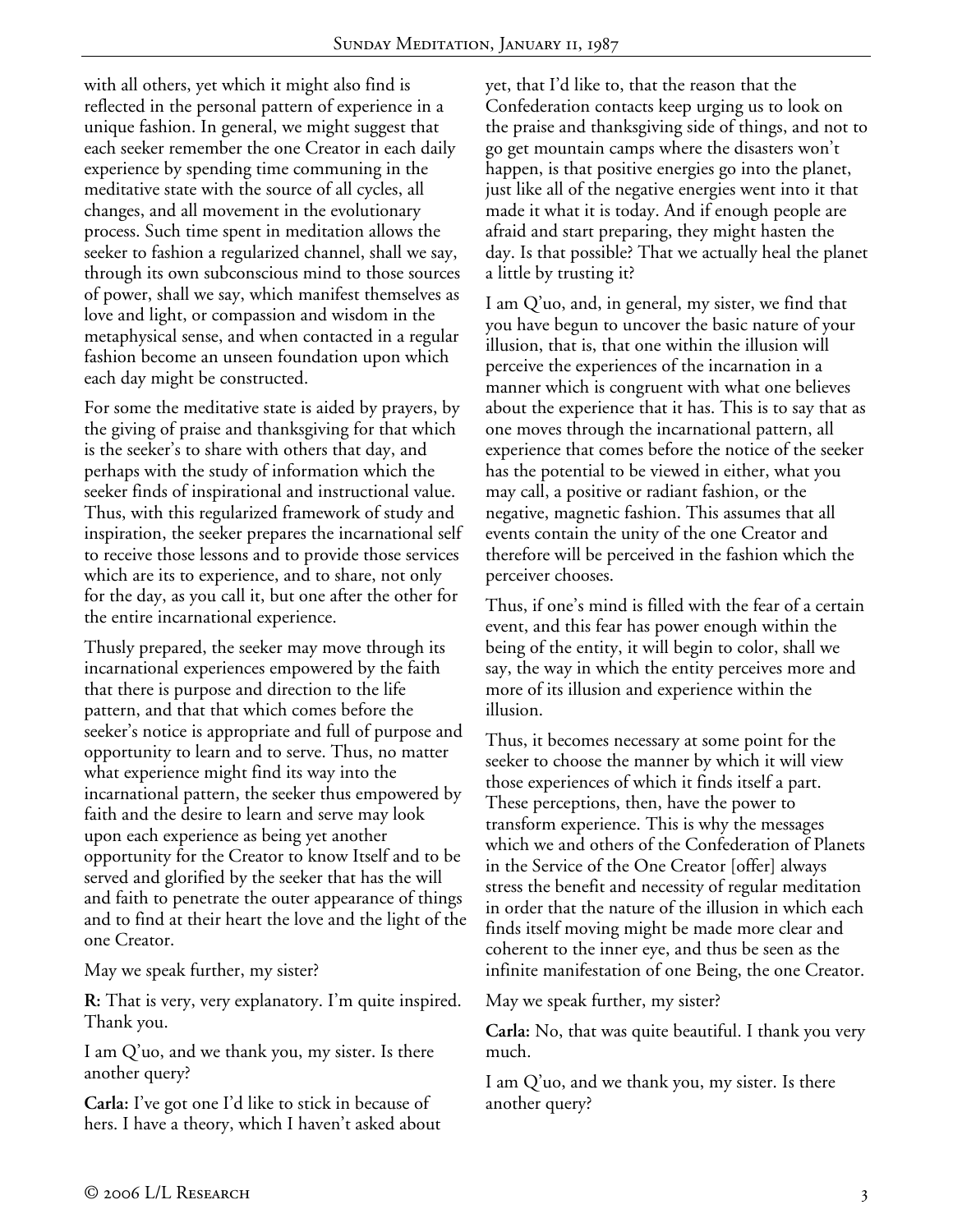with all others, yet which it might also find is reflected in the personal pattern of experience in a unique fashion. In general, we might suggest that each seeker remember the one Creator in each daily experience by spending time communing in the meditative state with the source of all cycles, all changes, and all movement in the evolutionary process. Such time spent in meditation allows the seeker to fashion a regularized channel, shall we say, through its own subconscious mind to those sources of power, shall we say, which manifest themselves as love and light, or compassion and wisdom in the metaphysical sense, and when contacted in a regular fashion become an unseen foundation upon which each day might be constructed.

For some the meditative state is aided by prayers, by the giving of praise and thanksgiving for that which is the seeker's to share with others that day, and perhaps with the study of information which the seeker finds of inspirational and instructional value. Thus, with this regularized framework of study and inspiration, the seeker prepares the incarnational self to receive those lessons and to provide those services which are its to experience, and to share, not only for the day, as you call it, but one after the other for the entire incarnational experience.

Thusly prepared, the seeker may move through its incarnational experiences empowered by the faith that there is purpose and direction to the life pattern, and that that which comes before the seeker's notice is appropriate and full of purpose and opportunity to learn and to serve. Thus, no matter what experience might find its way into the incarnational pattern, the seeker thus empowered by faith and the desire to learn and serve may look upon each experience as being yet another opportunity for the Creator to know Itself and to be served and glorified by the seeker that has the will and faith to penetrate the outer appearance of things and to find at their heart the love and the light of the one Creator.

May we speak further, my sister?

**R:** That is very, very explanatory. I'm quite inspired. Thank you.

I am Q'uo, and we thank you, my sister. Is there another query?

**Carla:** I've got one I'd like to stick in because of hers. I have a theory, which I haven't asked about yet, that I'd like to, that the reason that the Confederation contacts keep urging us to look on the praise and thanksgiving side of things, and not to go get mountain camps where the disasters won't happen, is that positive energies go into the planet, just like all of the negative energies went into it that made it what it is today. And if enough people are afraid and start preparing, they might hasten the day. Is that possible? That we actually heal the planet a little by trusting it?

I am Q'uo, and, in general, my sister, we find that you have begun to uncover the basic nature of your illusion, that is, that one within the illusion will perceive the experiences of the incarnation in a manner which is congruent with what one believes about the experience that it has. This is to say that as one moves through the incarnational pattern, all experience that comes before the notice of the seeker has the potential to be viewed in either, what you may call, a positive or radiant fashion, or the negative, magnetic fashion. This assumes that all events contain the unity of the one Creator and therefore will be perceived in the fashion which the perceiver chooses.

Thus, if one's mind is filled with the fear of a certain event, and this fear has power enough within the being of the entity, it will begin to color, shall we say, the way in which the entity perceives more and more of its illusion and experience within the illusion.

Thus, it becomes necessary at some point for the seeker to choose the manner by which it will view those experiences of which it finds itself a part. These perceptions, then, have the power to transform experience. This is why the messages which we and others of the Confederation of Planets in the Service of the One Creator [offer] always stress the benefit and necessity of regular meditation in order that the nature of the illusion in which each finds itself moving might be made more clear and coherent to the inner eye, and thus be seen as the infinite manifestation of one Being, the one Creator.

May we speak further, my sister?

**Carla:** No, that was quite beautiful. I thank you very much.

I am Q'uo, and we thank you, my sister. Is there another query?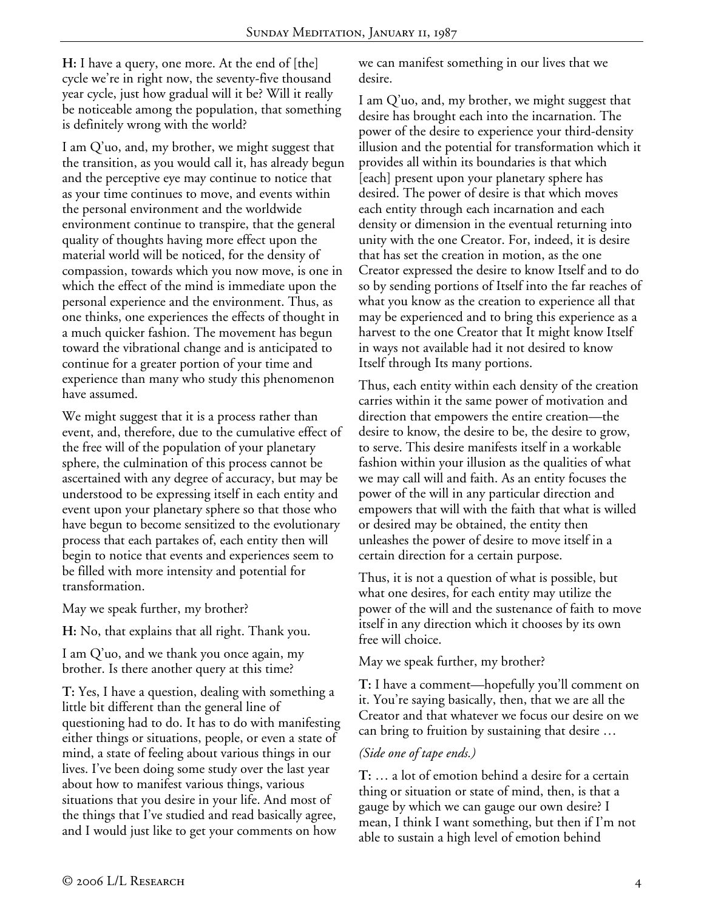**H:** I have a query, one more. At the end of [the] cycle we're in right now, the seventy-five thousand year cycle, just how gradual will it be? Will it really be noticeable among the population, that something is definitely wrong with the world?

I am Q'uo, and, my brother, we might suggest that the transition, as you would call it, has already begun and the perceptive eye may continue to notice that as your time continues to move, and events within the personal environment and the worldwide environment continue to transpire, that the general quality of thoughts having more effect upon the material world will be noticed, for the density of compassion, towards which you now move, is one in which the effect of the mind is immediate upon the personal experience and the environment. Thus, as one thinks, one experiences the effects of thought in a much quicker fashion. The movement has begun toward the vibrational change and is anticipated to continue for a greater portion of your time and experience than many who study this phenomenon have assumed.

We might suggest that it is a process rather than event, and, therefore, due to the cumulative effect of the free will of the population of your planetary sphere, the culmination of this process cannot be ascertained with any degree of accuracy, but may be understood to be expressing itself in each entity and event upon your planetary sphere so that those who have begun to become sensitized to the evolutionary process that each partakes of, each entity then will begin to notice that events and experiences seem to be filled with more intensity and potential for transformation.

May we speak further, my brother?

**H:** No, that explains that all right. Thank you.

I am Q'uo, and we thank you once again, my brother. Is there another query at this time?

**T:** Yes, I have a question, dealing with something a little bit different than the general line of questioning had to do. It has to do with manifesting either things or situations, people, or even a state of mind, a state of feeling about various things in our lives. I've been doing some study over the last year about how to manifest various things, various situations that you desire in your life. And most of the things that I've studied and read basically agree, and I would just like to get your comments on how we can manifest something in our lives that we desire.

I am Q'uo, and, my brother, we might suggest that desire has brought each into the incarnation. The power of the desire to experience your third-density illusion and the potential for transformation which it provides all within its boundaries is that which [each] present upon your planetary sphere has desired. The power of desire is that which moves each entity through each incarnation and each density or dimension in the eventual returning into unity with the one Creator. For, indeed, it is desire that has set the creation in motion, as the one Creator expressed the desire to know Itself and to do so by sending portions of Itself into the far reaches of what you know as the creation to experience all that may be experienced and to bring this experience as a harvest to the one Creator that It might know Itself in ways not available had it not desired to know Itself through Its many portions.

Thus, each entity within each density of the creation carries within it the same power of motivation and direction that empowers the entire creation—the desire to know, the desire to be, the desire to grow, to serve. This desire manifests itself in a workable fashion within your illusion as the qualities of what we may call will and faith. As an entity focuses the power of the will in any particular direction and empowers that will with the faith that what is willed or desired may be obtained, the entity then unleashes the power of desire to move itself in a certain direction for a certain purpose.

Thus, it is not a question of what is possible, but what one desires, for each entity may utilize the power of the will and the sustenance of faith to move itself in any direction which it chooses by its own free will choice.

May we speak further, my brother?

**T:** I have a comment—hopefully you'll comment on it. You're saying basically, then, that we are all the Creator and that whatever we focus our desire on we can bring to fruition by sustaining that desire …

*(Side one of tape ends.)*

**T:** … a lot of emotion behind a desire for a certain thing or situation or state of mind, then, is that a gauge by which we can gauge our own desire? I mean, I think I want something, but then if I'm not able to sustain a high level of emotion behind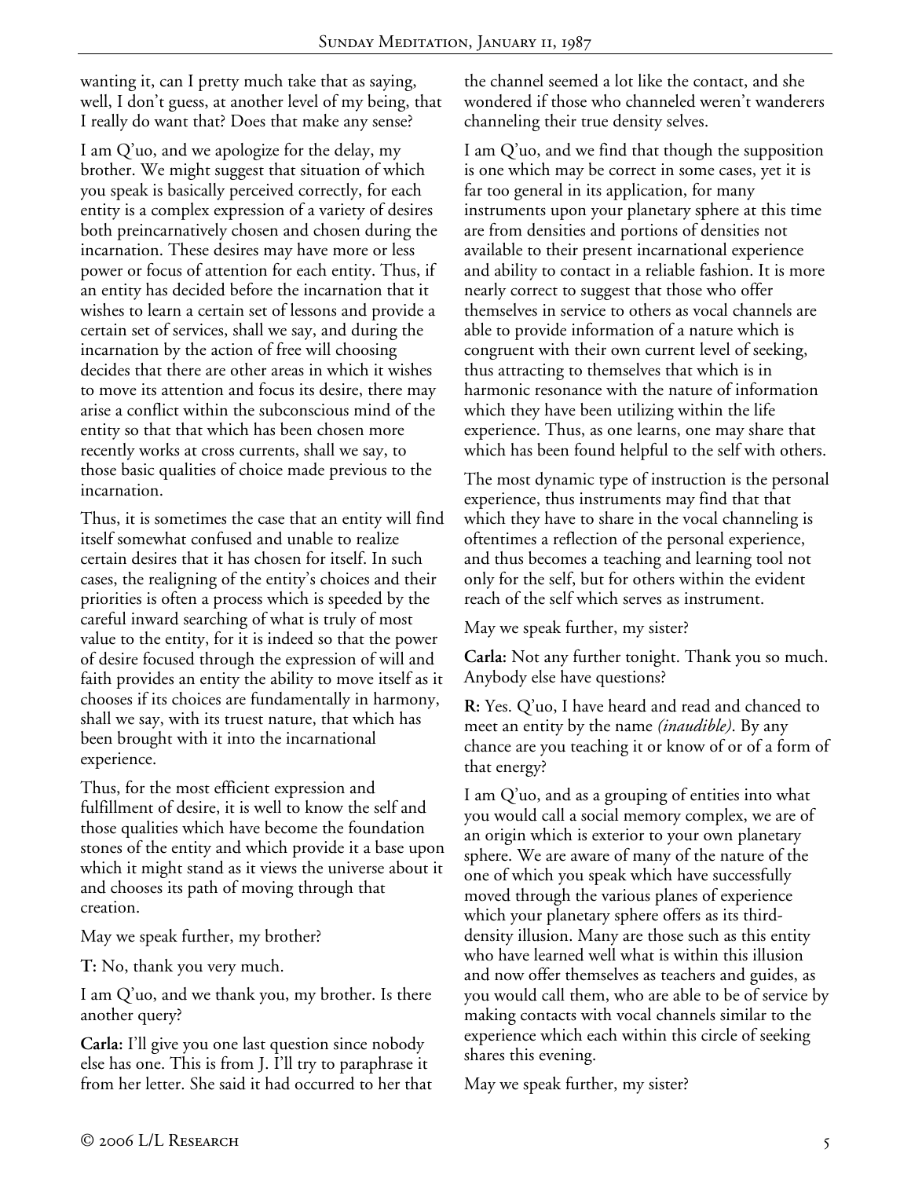wanting it, can I pretty much take that as saying, well, I don't guess, at another level of my being, that I really do want that? Does that make any sense?

I am Q'uo, and we apologize for the delay, my brother. We might suggest that situation of which you speak is basically perceived correctly, for each entity is a complex expression of a variety of desires both preincarnatively chosen and chosen during the incarnation. These desires may have more or less power or focus of attention for each entity. Thus, if an entity has decided before the incarnation that it wishes to learn a certain set of lessons and provide a certain set of services, shall we say, and during the incarnation by the action of free will choosing decides that there are other areas in which it wishes to move its attention and focus its desire, there may arise a conflict within the subconscious mind of the entity so that that which has been chosen more recently works at cross currents, shall we say, to those basic qualities of choice made previous to the incarnation.

Thus, it is sometimes the case that an entity will find itself somewhat confused and unable to realize certain desires that it has chosen for itself. In such cases, the realigning of the entity's choices and their priorities is often a process which is speeded by the careful inward searching of what is truly of most value to the entity, for it is indeed so that the power of desire focused through the expression of will and faith provides an entity the ability to move itself as it chooses if its choices are fundamentally in harmony, shall we say, with its truest nature, that which has been brought with it into the incarnational experience.

Thus, for the most efficient expression and fulfillment of desire, it is well to know the self and those qualities which have become the foundation stones of the entity and which provide it a base upon which it might stand as it views the universe about it and chooses its path of moving through that creation.

May we speak further, my brother?

**T:** No, thank you very much.

I am Q'uo, and we thank you, my brother. Is there another query?

**Carla:** I'll give you one last question since nobody else has one. This is from J. I'll try to paraphrase it from her letter. She said it had occurred to her that the channel seemed a lot like the contact, and she wondered if those who channeled weren't wanderers channeling their true density selves.

I am Q'uo, and we find that though the supposition is one which may be correct in some cases, yet it is far too general in its application, for many instruments upon your planetary sphere at this time are from densities and portions of densities not available to their present incarnational experience and ability to contact in a reliable fashion. It is more nearly correct to suggest that those who offer themselves in service to others as vocal channels are able to provide information of a nature which is congruent with their own current level of seeking, thus attracting to themselves that which is in harmonic resonance with the nature of information which they have been utilizing within the life experience. Thus, as one learns, one may share that which has been found helpful to the self with others.

The most dynamic type of instruction is the personal experience, thus instruments may find that that which they have to share in the vocal channeling is oftentimes a reflection of the personal experience, and thus becomes a teaching and learning tool not only for the self, but for others within the evident reach of the self which serves as instrument.

May we speak further, my sister?

**Carla:** Not any further tonight. Thank you so much. Anybody else have questions?

**R:** Yes. Q'uo, I have heard and read and chanced to meet an entity by the name *(inaudible)*. By any chance are you teaching it or know of or of a form of that energy?

I am Q'uo, and as a grouping of entities into what you would call a social memory complex, we are of an origin which is exterior to your own planetary sphere. We are aware of many of the nature of the one of which you speak which have successfully moved through the various planes of experience which your planetary sphere offers as its third-density illusion. Many are those such as this entity who have learned well what is within this illusion and now offer themselves as teachers and guides, as you would call them, who are able to be of service by making contacts with vocal channels similar to the experience which each within this circle of seeking shares this evening.

May we speak further, my sister?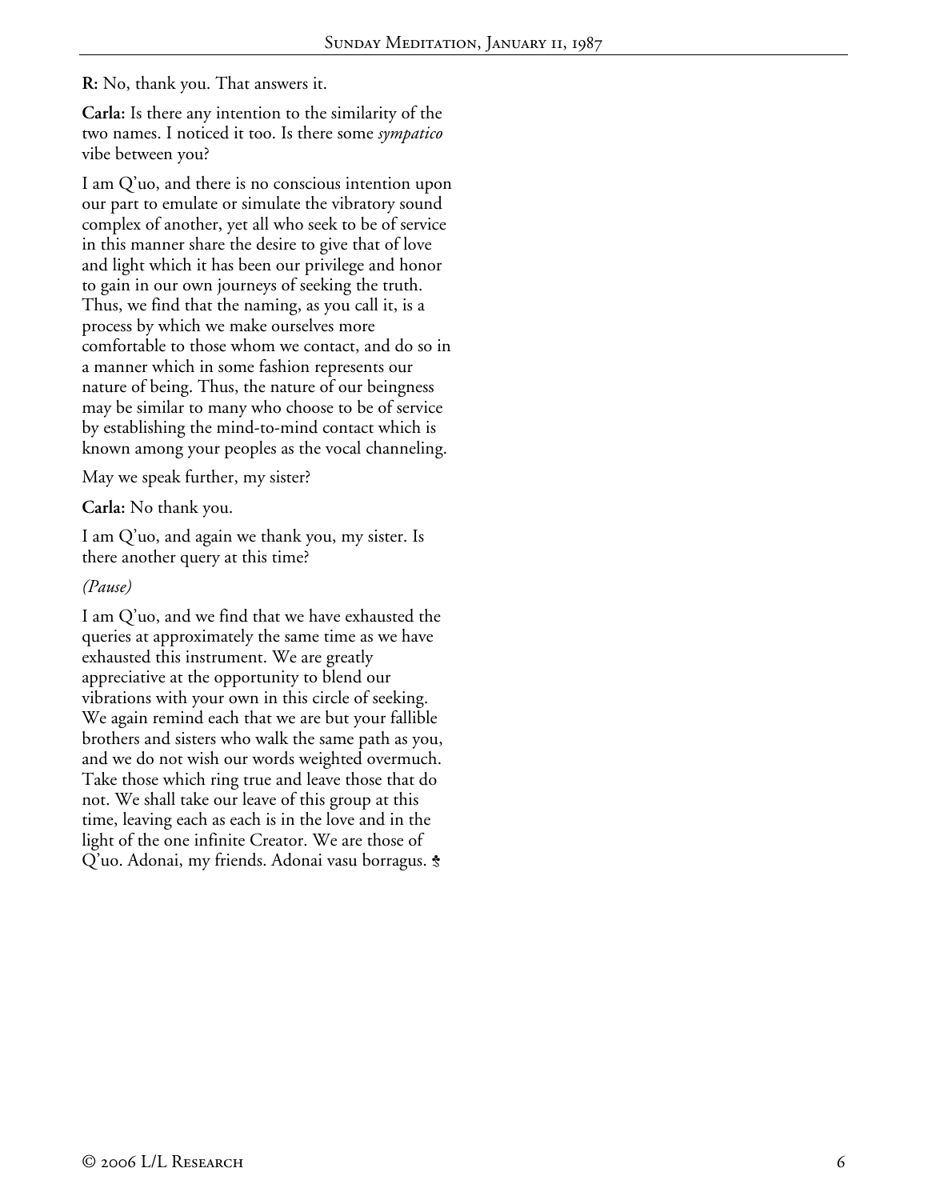**R:** No, thank you. That answers it.

**Carla:** Is there any intention to the similarity of the two names. I noticed it too. Is there some *sympatico* vibe between you?

I am Q'uo, and there is no conscious intention upon our part to emulate or simulate the vibratory sound complex of another, yet all who seek to be of service in this manner share the desire to give that of love and light which it has been our privilege and honor to gain in our own journeys of seeking the truth. Thus, we find that the naming, as you call it, is a process by which we make ourselves more comfortable to those whom we contact, and do so in a manner which in some fashion represents our nature of being. Thus, the nature of our beingness may be similar to many who choose to be of service by establishing the mind-to-mind contact which is known among your peoples as the vocal channeling.

May we speak further, my sister?

**Carla:** No thank you.

I am Q'uo, and again we thank you, my sister. Is there another query at this time?

*(Pause)*

I am Q'uo, and we find that we have exhausted the queries at approximately the same time as we have exhausted this instrument. We are greatly appreciative at the opportunity to blend our vibrations with your own in this circle of seeking. We again remind each that we are but your fallible brothers and sisters who walk the same path as you, and we do not wish our words weighted overmuch. Take those which ring true and leave those that do not. We shall take our leave of this group at this time, leaving each as each is in the love and in the light of the one infinite Creator. We are those of Q'uo. Adonai, my friends. Adonai vasu borragus. ☩